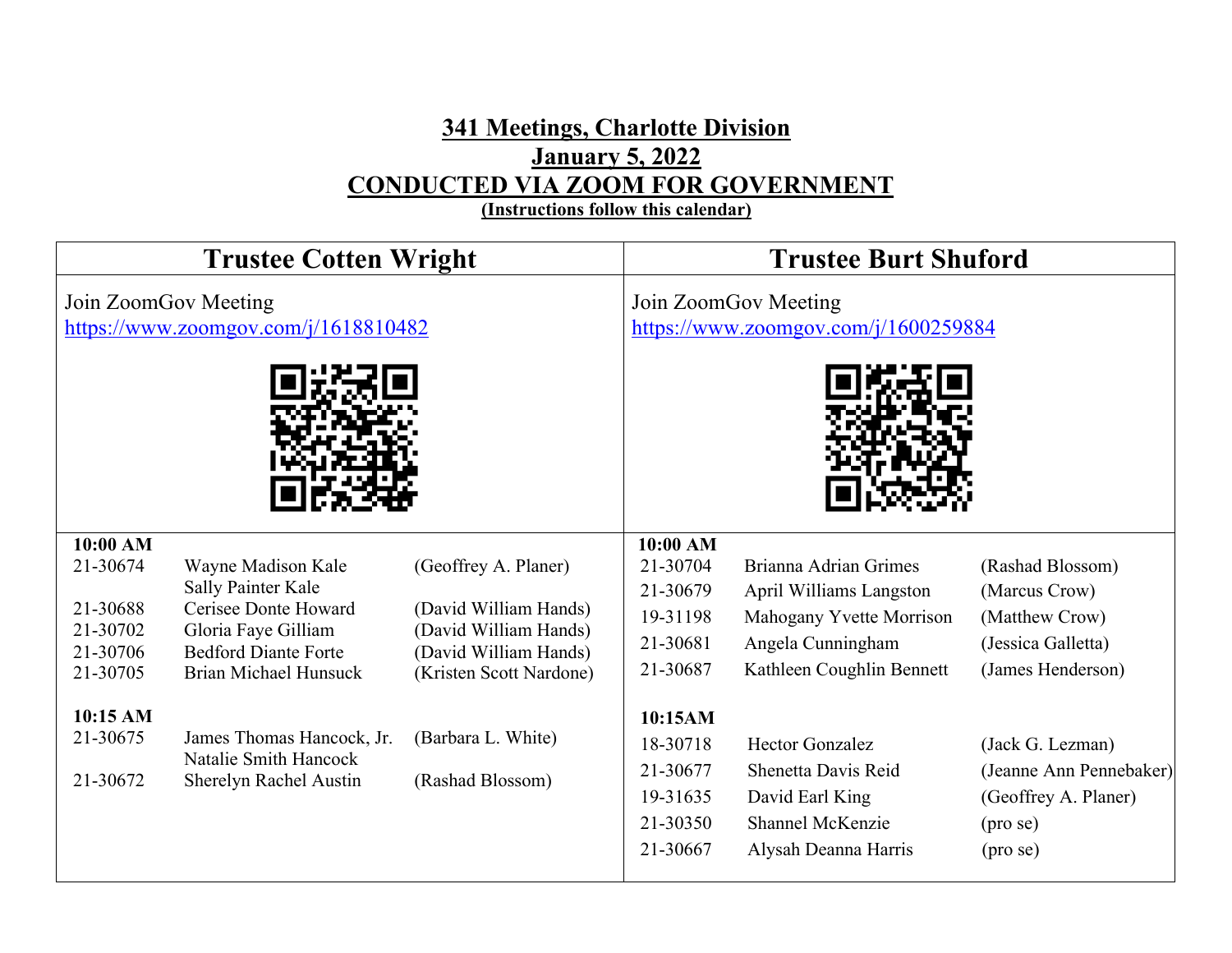# 341 Meetings, Charlotte Division

## January 5, 2022

## CONDUCTED VIA ZOOM FOR GOVERNMENT

**(Instructions follow this calendar)**

## Trustee Cotten Wright

Join ZoomGov Meeting
https://www.zoomgov.com/j/1618810482

**10:00 AM**

| Case No. | Debtor(s) | Attorney |
|---|---|---|
| 21-30674 | Wayne Madison Kale<br>Sally Painter Kale | (Geoffrey A. Planer) |
| 21-30688 | Cerisee Donte Howard | (David William Hands) |
| 21-30702 | Gloria Faye Gilliam | (David William Hands) |
| 21-30706 | Bedford Diante Forte | (David William Hands) |
| 21-30705 | Brian Michael Hunsuck | (Kristen Scott Nardone) |

**10:15 AM**

| Case No. | Debtor(s) | Attorney |
|---|---|---|
| 21-30675 | James Thomas Hancock, Jr.<br>Natalie Smith Hancock | (Barbara L. White) |
| 21-30672 | Sherelyn Rachel Austin | (Rashad Blossom) |

## Trustee Burt Shuford

Join ZoomGov Meeting
https://www.zoomgov.com/j/1600259884

**10:00 AM**

| Case No. | Debtor(s) | Attorney |
|---|---|---|
| 21-30704 | Brianna Adrian Grimes | (Rashad Blossom) |
| 21-30679 | April Williams Langston | (Marcus Crow) |
| 19-31198 | Mahogany Yvette Morrison | (Matthew Crow) |
| 21-30681 | Angela Cunningham | (Jessica Galletta) |
| 21-30687 | Kathleen Coughlin Bennett | (James Henderson) |

**10:15AM**

| Case No. | Debtor(s) | Attorney |
|---|---|---|
| 18-30718 | Hector Gonzalez | (Jack G. Lezman) |
| 21-30677 | Shenetta Davis Reid | (Jeanne Ann Pennebaker) |
| 19-31635 | David Earl King | (Geoffrey A. Planer) |
| 21-30350 | Shannel McKenzie | (pro se) |
| 21-30667 | Alysah Deanna Harris | (pro se) |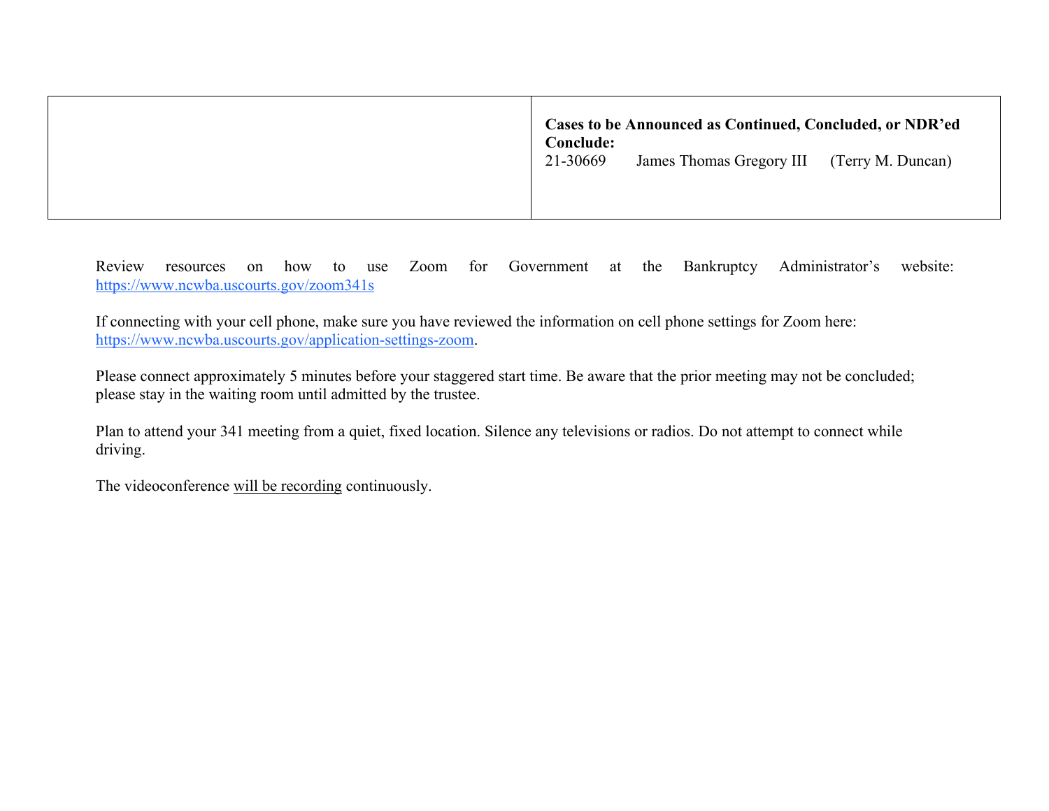| | |
|---|---|
| | **Cases to be Announced as Continued, Concluded, or NDR'ed**<br>**Conclude:**<br>21-30669 James Thomas Gregory III (Terry M. Duncan) |

Review resources on how to use Zoom for Government at the Bankruptcy Administrator's website: https://www.ncwba.uscourts.gov/zoom341s

If connecting with your cell phone, make sure you have reviewed the information on cell phone settings for Zoom here: https://www.ncwba.uscourts.gov/application-settings-zoom.

Please connect approximately 5 minutes before your staggered start time. Be aware that the prior meeting may not be concluded; please stay in the waiting room until admitted by the trustee.

Plan to attend your 341 meeting from a quiet, fixed location. Silence any televisions or radios. Do not attempt to connect while driving.

The videoconference <u>will be recording</u> continuously.